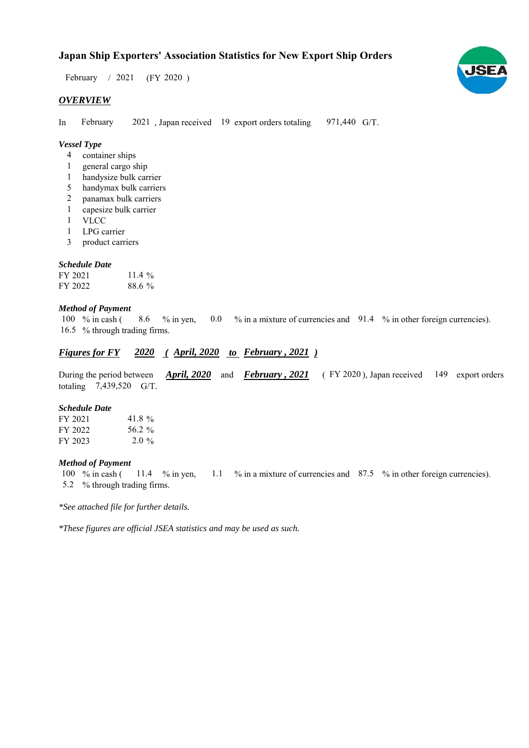# Japan Ship Exporters' Association Statistics for New Export Ship Orders

February / 2021 (FY 2020 )

## *OVERVIEW*

In February 2021 , Japan received 19 export orders totaling 971,440 G/T.

### *Vessel Type*

- 4 container ships
- 1 general cargo ship
- 1 handysize bulk carrier
- 5 handymax bulk carriers
- 2 panamax bulk carriers
- 1 capesize bulk carrier
- 1 VLCC
- 1 LPG carrier
- 3 product carriers

### *Schedule Date*

| | |
|---|---|
| FY 2021 | 11.4 % |
| FY 2022 | 88.6 % |

### *Method of Payment*

100 % in cash ( 8.6 % in yen, 0.0 % in a mixture of currencies and 91.4 % in other foreign currencies).
16.5 % through trading firms.

## ***Figures for FY 2020 ( April, 2020 to February , 2021 )***

During the period between ***April, 2020*** and ***February , 2021*** ( FY 2020 ), Japan received 149 export orders totaling 7,439,520 G/T.

### *Schedule Date*

| | |
|---|---|
| FY 2021 | 41.8 % |
| FY 2022 | 56.2 % |
| FY 2023 | 2.0 % |

### *Method of Payment*

100 % in cash ( 11.4 % in yen, 1.1 % in a mixture of currencies and 87.5 % in other foreign currencies).
5.2 % through trading firms.

*\*See attached file for further details.*

*\*These figures are official JSEA statistics and may be used as such.*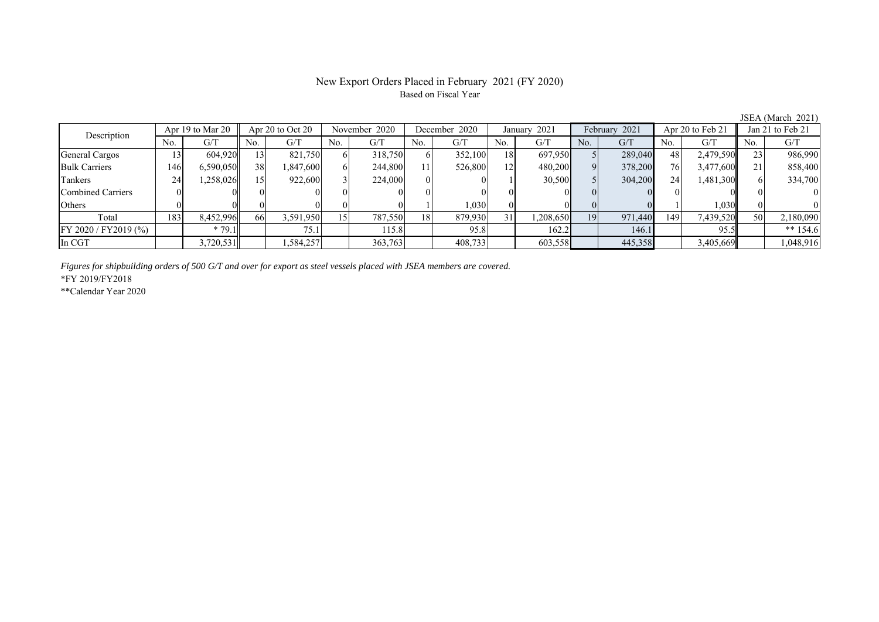# New Export Orders Placed in February 2021 (FY 2020)

Based on Fiscal Year

JSEA (March 2021)

| Description | Apr 19 to Mar 20 | | Apr 20 to Oct 20 | | November 2020 | | December 2020 | | January 2021 | | February 2021 | | Apr 20 to Feb 21 | | Jan 21 to Feb 21 | |
|---|---|---|---|---|---|---|---|---|---|---|---|---|---|---|---|---|
| | No. | G/T | No. | G/T | No. | G/T | No. | G/T | No. | G/T | No. | G/T | No. | G/T | No. | G/T |
| General Cargos | 13 | 604,920 | 13 | 821,750 | 6 | 318,750 | 6 | 352,100 | 18 | 697,950 | 5 | 289,040 | 48 | 2,479,590 | 23 | 986,990 |
| Bulk Carriers | 146 | 6,590,050 | 38 | 1,847,600 | 6 | 244,800 | 11 | 526,800 | 12 | 480,200 | 9 | 378,200 | 76 | 3,477,600 | 21 | 858,400 |
| Tankers | 24 | 1,258,026 | 15 | 922,600 | 3 | 224,000 | 0 | 0 | 1 | 30,500 | 5 | 304,200 | 24 | 1,481,300 | 6 | 334,700 |
| Combined Carriers | 0 | 0 | 0 | 0 | 0 | 0 | 0 | 0 | 0 | 0 | 0 | 0 | 0 | 0 | 0 | 0 |
| Others | 0 | 0 | 0 | 0 | 0 | 0 | 1 | 1,030 | 0 | 0 | 0 | 0 | 1 | 1,030 | 0 | 0 |
| Total | 183 | 8,452,996 | 66 | 3,591,950 | 15 | 787,550 | 18 | 879,930 | 31 | 1,208,650 | 19 | 971,440 | 149 | 7,439,520 | 50 | 2,180,090 |
| FY 2020 / FY2019 (%) | | * 79.1 | | 75.1 | | 115.8 | | 95.8 | | 162.2 | | 146.1 | | 95.5 | | ** 154.6 |
| In CGT | | 3,720,531 | | 1,584,257 | | 363,763 | | 408,733 | | 603,558 | | 445,358 | | 3,405,669 | | 1,048,916 |

*Figures for shipbuilding orders of 500 G/T and over for export as steel vessels placed with JSEA members are covered.*

*FY 2019/FY2018

**Calendar Year 2020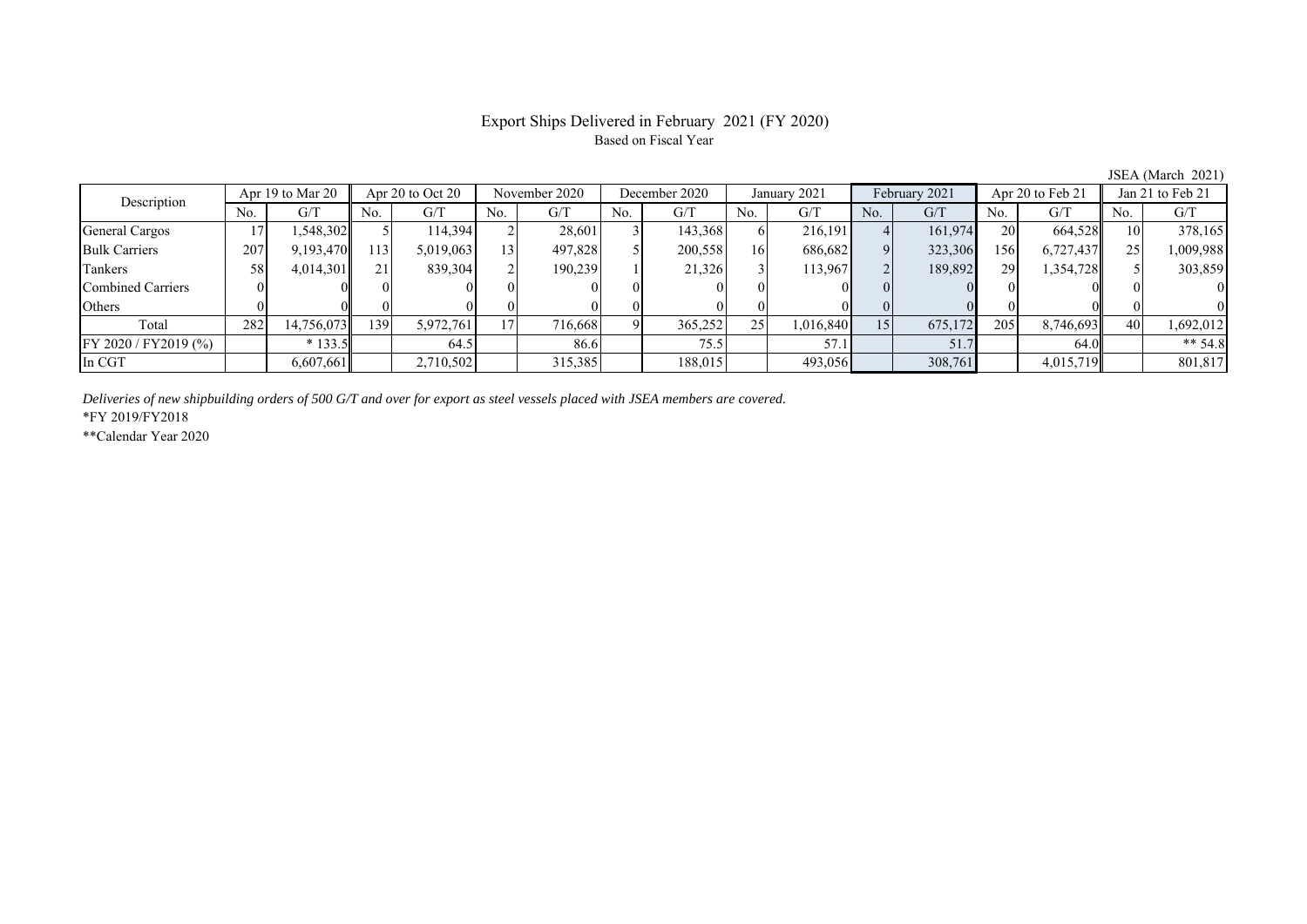# Export Ships Delivered in February 2021 (FY 2020)

Based on Fiscal Year

JSEA (March 2021)

| Description | Apr 19 to Mar 20 | | Apr 20 to Oct 20 | | November 2020 | | December 2020 | | January 2021 | | February 2021 | | Apr 20 to Feb 21 | | Jan 21 to Feb 21 | |
|---|---|---|---|---|---|---|---|---|---|---|---|---|---|---|---|---|
| | No. | G/T | No. | G/T | No. | G/T | No. | G/T | No. | G/T | No. | G/T | No. | G/T | No. | G/T |
| General Cargos | 17 | 1,548,302 | 5 | 114,394 | 2 | 28,601 | 3 | 143,368 | 6 | 216,191 | 4 | 161,974 | 20 | 664,528 | 10 | 378,165 |
| Bulk Carriers | 207 | 9,193,470 | 113 | 5,019,063 | 13 | 497,828 | 5 | 200,558 | 16 | 686,682 | 9 | 323,306 | 156 | 6,727,437 | 25 | 1,009,988 |
| Tankers | 58 | 4,014,301 | 21 | 839,304 | 2 | 190,239 | 1 | 21,326 | 3 | 113,967 | 2 | 189,892 | 29 | 1,354,728 | 5 | 303,859 |
| Combined Carriers | 0 | 0 | 0 | 0 | 0 | 0 | 0 | 0 | 0 | 0 | 0 | 0 | 0 | 0 | 0 | 0 |
| Others | 0 | 0 | 0 | 0 | 0 | 0 | 0 | 0 | 0 | 0 | 0 | 0 | 0 | 0 | 0 | 0 |
| Total | 282 | 14,756,073 | 139 | 5,972,761 | 17 | 716,668 | 9 | 365,252 | 25 | 1,016,840 | 15 | 675,172 | 205 | 8,746,693 | 40 | 1,692,012 |
| FY 2020 / FY2019 (%) | | * 133.5 | | 64.5 | | 86.6 | | 75.5 | | 57.1 | | 51.7 | | 64.0 | | ** 54.8 |
| In CGT | | 6,607,661 | | 2,710,502 | | 315,385 | | 188,015 | | 493,056 | | 308,761 | | 4,015,719 | | 801,817 |

*Deliveries of new shipbuilding orders of 500 G/T and over for export as steel vessels placed with JSEA members are covered.*

*FY 2019/FY2018

**Calendar Year 2020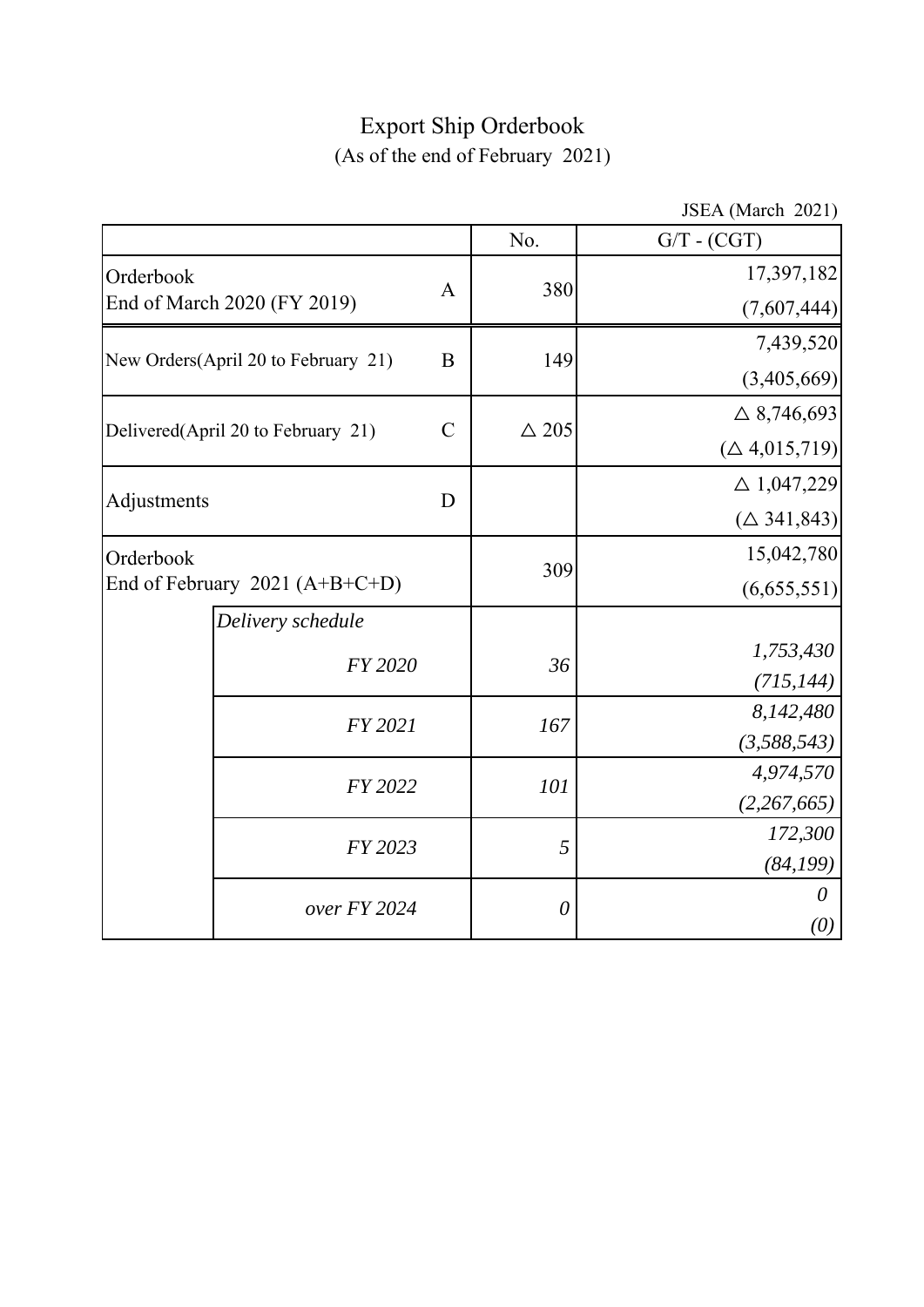# Export Ship Orderbook

(As of the end of February 2021)

JSEA (March 2021)

| | | | No. | G/T - (CGT) |
|---|---|---|---|---|
| Orderbook<br>End of March 2020 (FY 2019) | | A | 380 | 17,397,182<br>(7,607,444) |
| New Orders(April 20 to February 21) | | B | 149 | 7,439,520<br>(3,405,669) |
| Delivered(April 20 to February 21) | | C | △ 205 | △ 8,746,693<br>(△ 4,015,719) |
| Adjustments | | D | | △ 1,047,229<br>(△ 341,843) |
| Orderbook<br>End of February 2021 (A+B+C+D) | | | 309 | 15,042,780<br>(6,655,551) |
| | *Delivery schedule* | | | |
| | *FY 2020* | | *36* | *1,753,430*<br>*(715,144)* |
| | *FY 2021* | | *167* | *8,142,480*<br>*(3,588,543)* |
| | *FY 2022* | | *101* | *4,974,570*<br>*(2,267,665)* |
| | *FY 2023* | | *5* | *172,300*<br>*(84,199)* |
| | *over FY 2024* | | *0* | *0*<br>*(0)* |